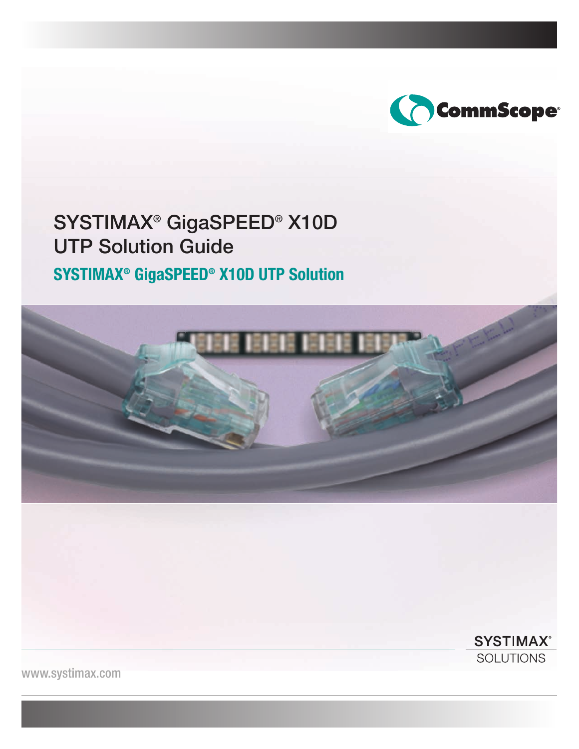CommScope®

# SYSTIMAX® GigaSPEED® X10D UTP Solution Guide

## SYSTIMAX® GigaSPEED® X10D UTP Solution

SYSTIMAX® SOLUTIONS

www.systimax.com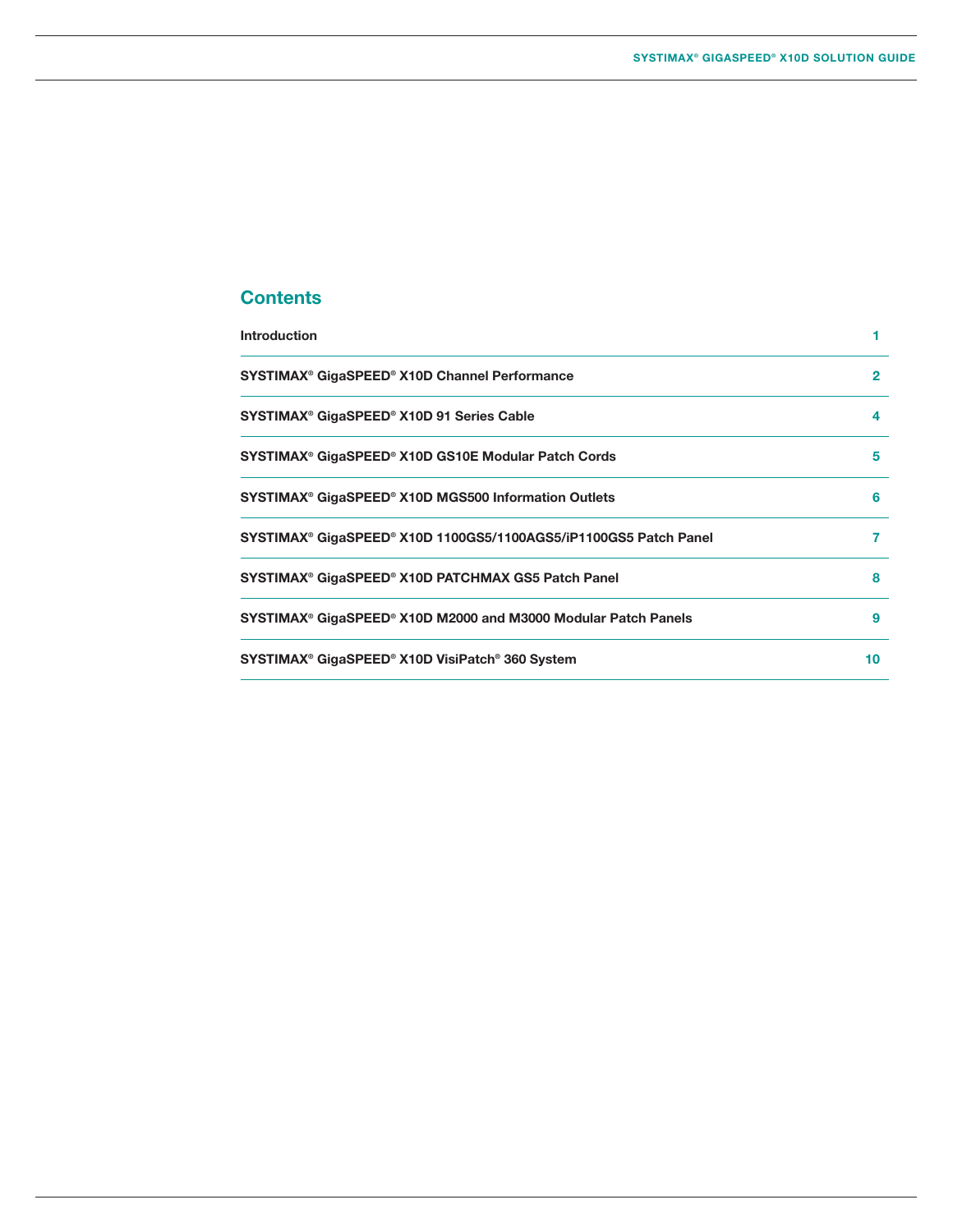## Contents

| | |
|---|---|
| **Introduction** | 1 |
| **SYSTIMAX® GigaSPEED® X10D Channel Performance** | 2 |
| **SYSTIMAX® GigaSPEED® X10D 91 Series Cable** | 4 |
| **SYSTIMAX® GigaSPEED® X10D GS10E Modular Patch Cords** | 5 |
| **SYSTIMAX® GigaSPEED® X10D MGS500 Information Outlets** | 6 |
| **SYSTIMAX® GigaSPEED® X10D 1100GS5/1100AGS5/iP1100GS5 Patch Panel** | 7 |
| **SYSTIMAX® GigaSPEED® X10D PATCHMAX GS5 Patch Panel** | 8 |
| **SYSTIMAX® GigaSPEED® X10D M2000 and M3000 Modular Patch Panels** | 9 |
| **SYSTIMAX® GigaSPEED® X10D VisiPatch® 360 System** | 10 |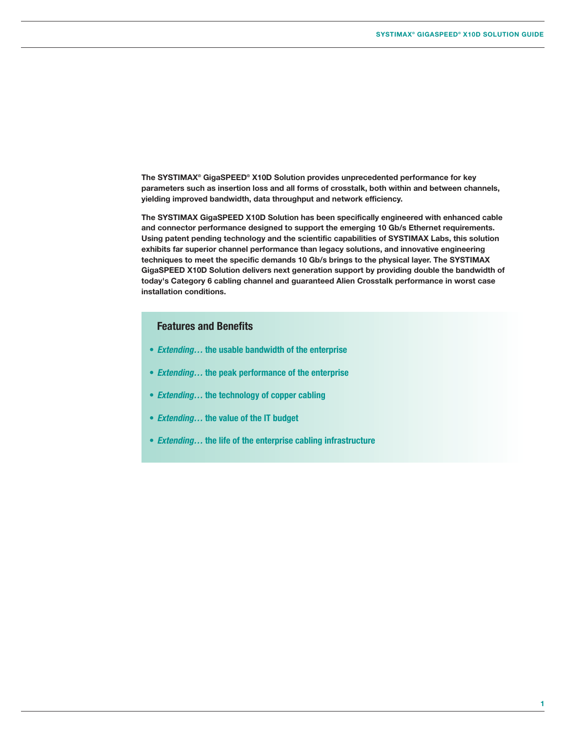**The SYSTIMAX® GigaSPEED® X10D Solution provides unprecedented performance for key parameters such as insertion loss and all forms of crosstalk, both within and between channels, yielding improved bandwidth, data throughput and network efficiency.**

**The SYSTIMAX GigaSPEED X10D Solution has been specifically engineered with enhanced cable and connector performance designed to support the emerging 10 Gb/s Ethernet requirements. Using patent pending technology and the scientific capabilities of SYSTIMAX Labs, this solution exhibits far superior channel performance than legacy solutions, and innovative engineering techniques to meet the specific demands 10 Gb/s brings to the physical layer. The SYSTIMAX GigaSPEED X10D Solution delivers next generation support by providing double the bandwidth of today's Category 6 cabling channel and guaranteed Alien Crosstalk performance in worst case installation conditions.**

## Features and Benefits

- ***Extending…*** **the usable bandwidth of the enterprise**
- ***Extending…*** **the peak performance of the enterprise**
- ***Extending…*** **the technology of copper cabling**
- ***Extending…*** **the value of the IT budget**
- ***Extending…*** **the life of the enterprise cabling infrastructure**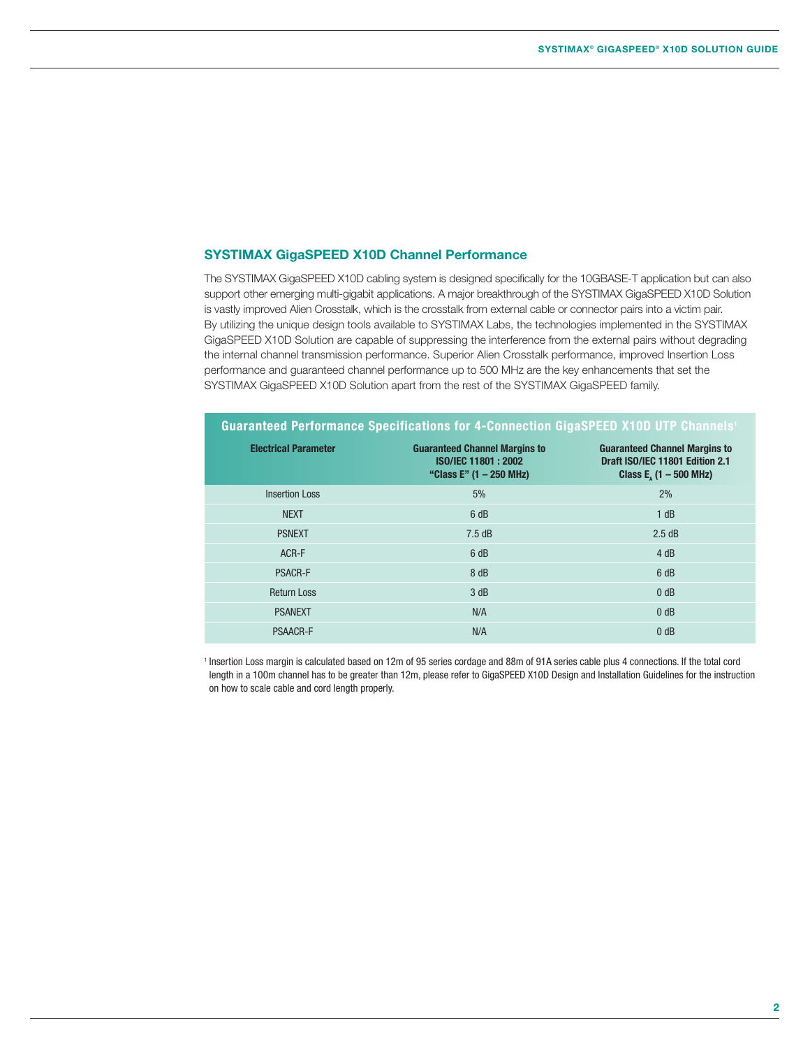## SYSTIMAX GigaSPEED X10D Channel Performance

The SYSTIMAX GigaSPEED X10D cabling system is designed specifically for the 10GBASE-T application but can also support other emerging multi-gigabit applications. A major breakthrough of the SYSTIMAX GigaSPEED X10D Solution is vastly improved Alien Crosstalk, which is the crosstalk from external cable or connector pairs into a victim pair. By utilizing the unique design tools available to SYSTIMAX Labs, the technologies implemented in the SYSTIMAX GigaSPEED X10D Solution are capable of suppressing the interference from the external pairs without degrading the internal channel transmission performance. Superior Alien Crosstalk performance, improved Insertion Loss performance and guaranteed channel performance up to 500 MHz are the key enhancements that set the SYSTIMAX GigaSPEED X10D Solution apart from the rest of the SYSTIMAX GigaSPEED family.

**Guaranteed Performance Specifications for 4-Connection GigaSPEED X10D UTP Channels[1]**

| Electrical Parameter | Guaranteed Channel Margins to ISO/IEC 11801 : 2002 "Class E" (1 – 250 MHz) | Guaranteed Channel Margins to Draft ISO/IEC 11801 Edition 2.1 Class $E_A$ (1 – 500 MHz) |
|---|---|---|
| Insertion Loss | 5% | 2% |
| NEXT | 6 dB | 1 dB |
| PSNEXT | 7.5 dB | 2.5 dB |
| ACR-F | 6 dB | 4 dB |
| PSACR-F | 8 dB | 6 dB |
| Return Loss | 3 dB | 0 dB |
| PSANEXT | N/A | 0 dB |
| PSAACR-F | N/A | 0 dB |

[1] Insertion Loss margin is calculated based on 12m of 95 series cordage and 88m of 91A series cable plus 4 connections. If the total cord length in a 100m channel has to be greater than 12m, please refer to GigaSPEED X10D Design and Installation Guidelines for the instruction on how to scale cable and cord length properly.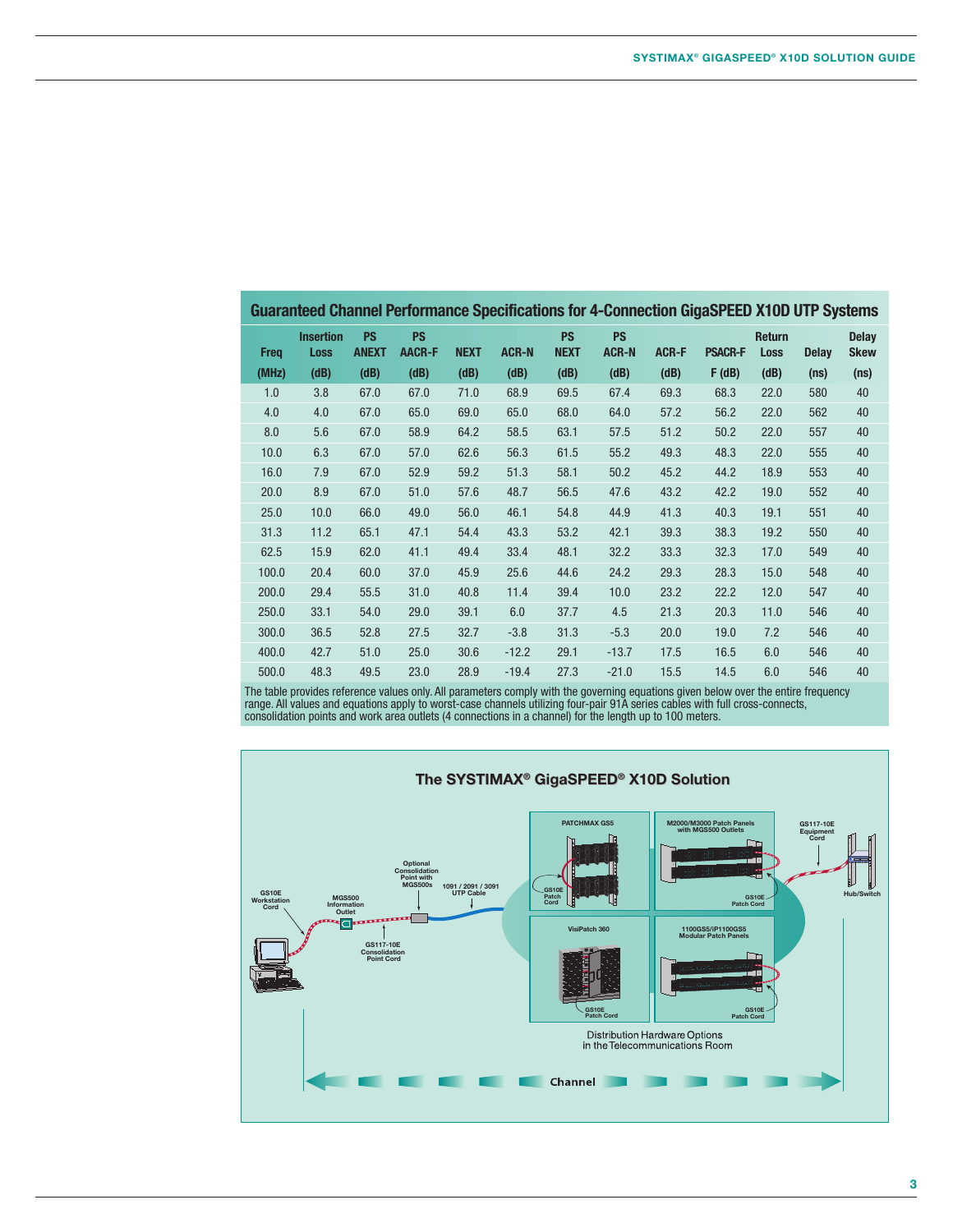## Guaranteed Channel Performance Specifications for 4-Connection GigaSPEED X10D UTP Systems

| Freq (MHz) | Insertion Loss (dB) | PS ANEXT (dB) | PS AACR-F (dB) | NEXT (dB) | ACR-N (dB) | PS NEXT (dB) | PS ACR-N (dB) | ACR-F (dB) | PSACR-F F (dB) | Return Loss (dB) | Delay (ns) | Delay Skew (ns) |
|---|---|---|---|---|---|---|---|---|---|---|---|---|
| 1.0 | 3.8 | 67.0 | 67.0 | 71.0 | 68.9 | 69.5 | 67.4 | 69.3 | 68.3 | 22.0 | 580 | 40 |
| 4.0 | 4.0 | 67.0 | 65.0 | 69.0 | 65.0 | 68.0 | 64.0 | 57.2 | 56.2 | 22.0 | 562 | 40 |
| 8.0 | 5.6 | 67.0 | 58.9 | 64.2 | 58.5 | 63.1 | 57.5 | 51.2 | 50.2 | 22.0 | 557 | 40 |
| 10.0 | 6.3 | 67.0 | 57.0 | 62.6 | 56.3 | 61.5 | 55.2 | 49.3 | 48.3 | 22.0 | 555 | 40 |
| 16.0 | 7.9 | 67.0 | 52.9 | 59.2 | 51.3 | 58.1 | 50.2 | 45.2 | 44.2 | 18.9 | 553 | 40 |
| 20.0 | 8.9 | 67.0 | 51.0 | 57.6 | 48.7 | 56.5 | 47.6 | 43.2 | 42.2 | 19.0 | 552 | 40 |
| 25.0 | 10.0 | 66.0 | 49.0 | 56.0 | 46.1 | 54.8 | 44.9 | 41.3 | 40.3 | 19.1 | 551 | 40 |
| 31.3 | 11.2 | 65.1 | 47.1 | 54.4 | 43.3 | 53.2 | 42.1 | 39.3 | 38.3 | 19.2 | 550 | 40 |
| 62.5 | 15.9 | 62.0 | 41.1 | 49.4 | 33.4 | 48.1 | 32.2 | 33.3 | 32.3 | 17.0 | 549 | 40 |
| 100.0 | 20.4 | 60.0 | 37.0 | 45.9 | 25.6 | 44.6 | 24.2 | 29.3 | 28.3 | 15.0 | 548 | 40 |
| 200.0 | 29.4 | 55.5 | 31.0 | 40.8 | 11.4 | 39.4 | 10.0 | 23.2 | 22.2 | 12.0 | 547 | 40 |
| 250.0 | 33.1 | 54.0 | 29.0 | 39.1 | 6.0 | 37.7 | 4.5 | 21.3 | 20.3 | 11.0 | 546 | 40 |
| 300.0 | 36.5 | 52.8 | 27.5 | 32.7 | -3.8 | 31.3 | -5.3 | 20.0 | 19.0 | 7.2 | 546 | 40 |
| 400.0 | 42.7 | 51.0 | 25.0 | 30.6 | -12.2 | 29.1 | -13.7 | 17.5 | 16.5 | 6.0 | 546 | 40 |
| 500.0 | 48.3 | 49.5 | 23.0 | 28.9 | -19.4 | 27.3 | -21.0 | 15.5 | 14.5 | 6.0 | 546 | 40 |

The table provides reference values only. All parameters comply with the governing equations given below over the entire frequency range. All values and equations apply to worst-case channels utilizing four-pair 91A series cables with full cross-connects, consolidation points and work area outlets (4 connections in a channel) for the length up to 100 meters.

### The SYSTIMAX® GigaSPEED® X10D Solution

GS10E Workstation Cord · MGS500 Information Outlet · GS117-10E Consolidation Point Cord · Optional Consolidation Point with MGS500s · 1091 / 2091 / 3091 UTP Cable · PATCHMAX GS5 (GS10E Patch Cord) · M2000/M3000 Patch Panels with MGS500 Outlets (GS10E Patch Cord) · VisiPatch 360 (GS10E Patch Cord) · 1100GS5/iP1100GS5 Modular Patch Panels (GS10E Patch Cord) · GS117-10E Equipment Cord · Hub/Switch

Distribution Hardware Options in the Telecommunications Room

Channel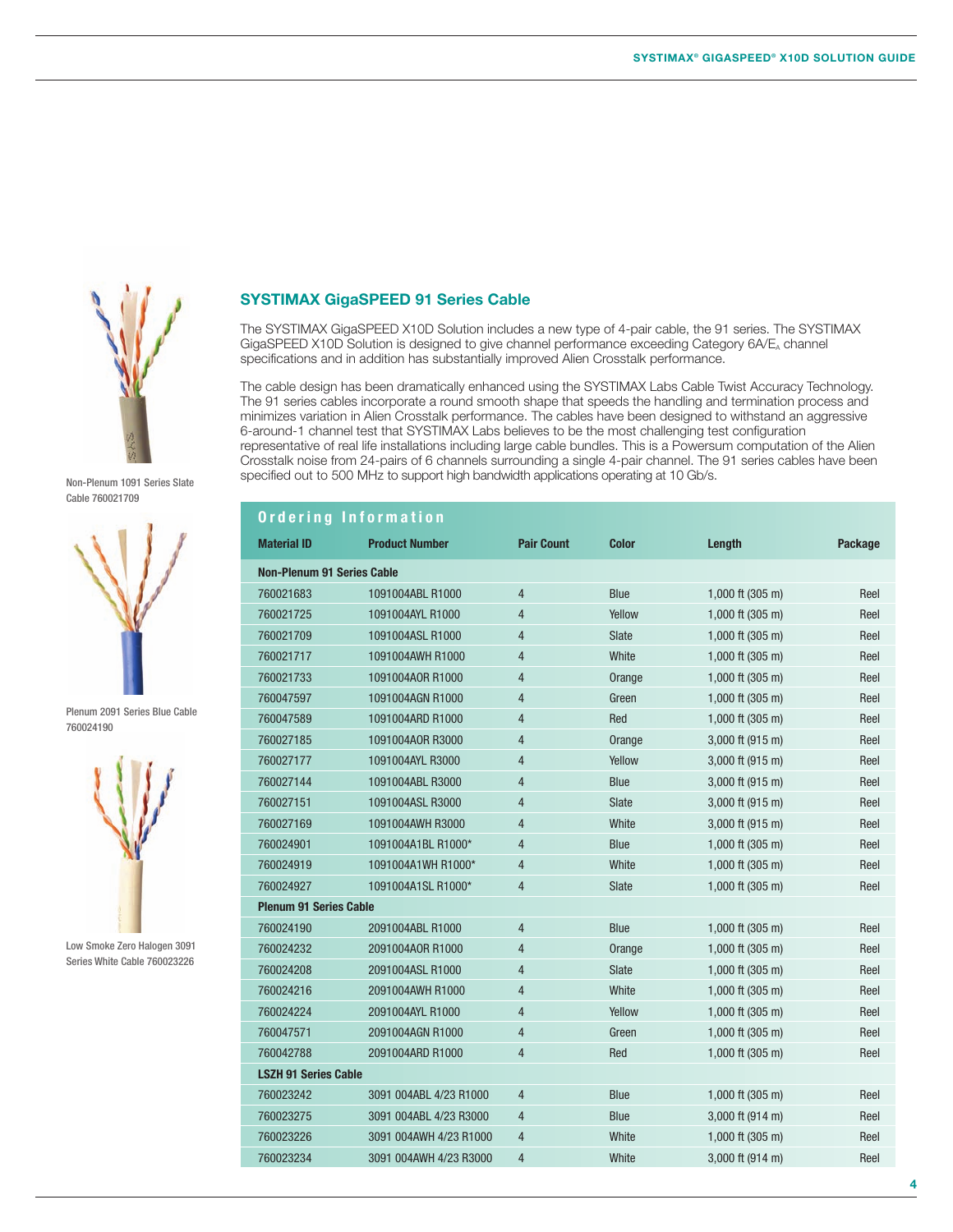## SYSTIMAX GigaSPEED 91 Series Cable

The SYSTIMAX GigaSPEED X10D Solution includes a new type of 4-pair cable, the 91 series. The SYSTIMAX GigaSPEED X10D Solution is designed to give channel performance exceeding Category 6A/$E_A$ channel specifications and in addition has substantially improved Alien Crosstalk performance.

The cable design has been dramatically enhanced using the SYSTIMAX Labs Cable Twist Accuracy Technology. The 91 series cables incorporate a round smooth shape that speeds the handling and termination process and minimizes variation in Alien Crosstalk performance. The cables have been designed to withstand an aggressive 6-around-1 channel test that SYSTIMAX Labs believes to be the most challenging test configuration representative of real life installations including large cable bundles. This is a Powersum computation of the Alien Crosstalk noise from 24-pairs of 6 channels surrounding a single 4-pair channel. The 91 series cables have been specified out to 500 MHz to support high bandwidth applications operating at 10 Gb/s.

Non-Plenum 1091 Series Slate Cable 760021709

Plenum 2091 Series Blue Cable 760024190

Low Smoke Zero Halogen 3091 Series White Cable 760023226

### Ordering Information

| Material ID | Product Number | Pair Count | Color | Length | Package |
|---|---|---|---|---|---|
| **Non-Plenum 91 Series Cable** | | | | | |
| 760021683 | 1091004ABL R1000 | 4 | Blue | 1,000 ft (305 m) | Reel |
| 760021725 | 1091004AYL R1000 | 4 | Yellow | 1,000 ft (305 m) | Reel |
| 760021709 | 1091004ASL R1000 | 4 | Slate | 1,000 ft (305 m) | Reel |
| 760021717 | 1091004AWH R1000 | 4 | White | 1,000 ft (305 m) | Reel |
| 760021733 | 1091004AOR R1000 | 4 | Orange | 1,000 ft (305 m) | Reel |
| 760047597 | 1091004AGN R1000 | 4 | Green | 1,000 ft (305 m) | Reel |
| 760047589 | 1091004ARD R1000 | 4 | Red | 1,000 ft (305 m) | Reel |
| 760027185 | 1091004AOR R3000 | 4 | Orange | 3,000 ft (915 m) | Reel |
| 760027177 | 1091004AYL R3000 | 4 | Yellow | 3,000 ft (915 m) | Reel |
| 760027144 | 1091004ABL R3000 | 4 | Blue | 3,000 ft (915 m) | Reel |
| 760027151 | 1091004ASL R3000 | 4 | Slate | 3,000 ft (915 m) | Reel |
| 760027169 | 1091004AWH R3000 | 4 | White | 3,000 ft (915 m) | Reel |
| 760024901 | 1091004A1BL R1000* | 4 | Blue | 1,000 ft (305 m) | Reel |
| 760024919 | 1091004A1WH R1000* | 4 | White | 1,000 ft (305 m) | Reel |
| 760024927 | 1091004A1SL R1000* | 4 | Slate | 1,000 ft (305 m) | Reel |
| **Plenum 91 Series Cable** | | | | | |
| 760024190 | 2091004ABL R1000 | 4 | Blue | 1,000 ft (305 m) | Reel |
| 760024232 | 2091004AOR R1000 | 4 | Orange | 1,000 ft (305 m) | Reel |
| 760024208 | 2091004ASL R1000 | 4 | Slate | 1,000 ft (305 m) | Reel |
| 760024216 | 2091004AWH R1000 | 4 | White | 1,000 ft (305 m) | Reel |
| 760024224 | 2091004AYL R1000 | 4 | Yellow | 1,000 ft (305 m) | Reel |
| 760047571 | 2091004AGN R1000 | 4 | Green | 1,000 ft (305 m) | Reel |
| 760042788 | 2091004ARD R1000 | 4 | Red | 1,000 ft (305 m) | Reel |
| **LSZH 91 Series Cable** | | | | | |
| 760023242 | 3091 004ABL 4/23 R1000 | 4 | Blue | 1,000 ft (305 m) | Reel |
| 760023275 | 3091 004ABL 4/23 R3000 | 4 | Blue | 3,000 ft (914 m) | Reel |
| 760023226 | 3091 004AWH 4/23 R1000 | 4 | White | 1,000 ft (305 m) | Reel |
| 760023234 | 3091 004AWH 4/23 R3000 | 4 | White | 3,000 ft (914 m) | Reel |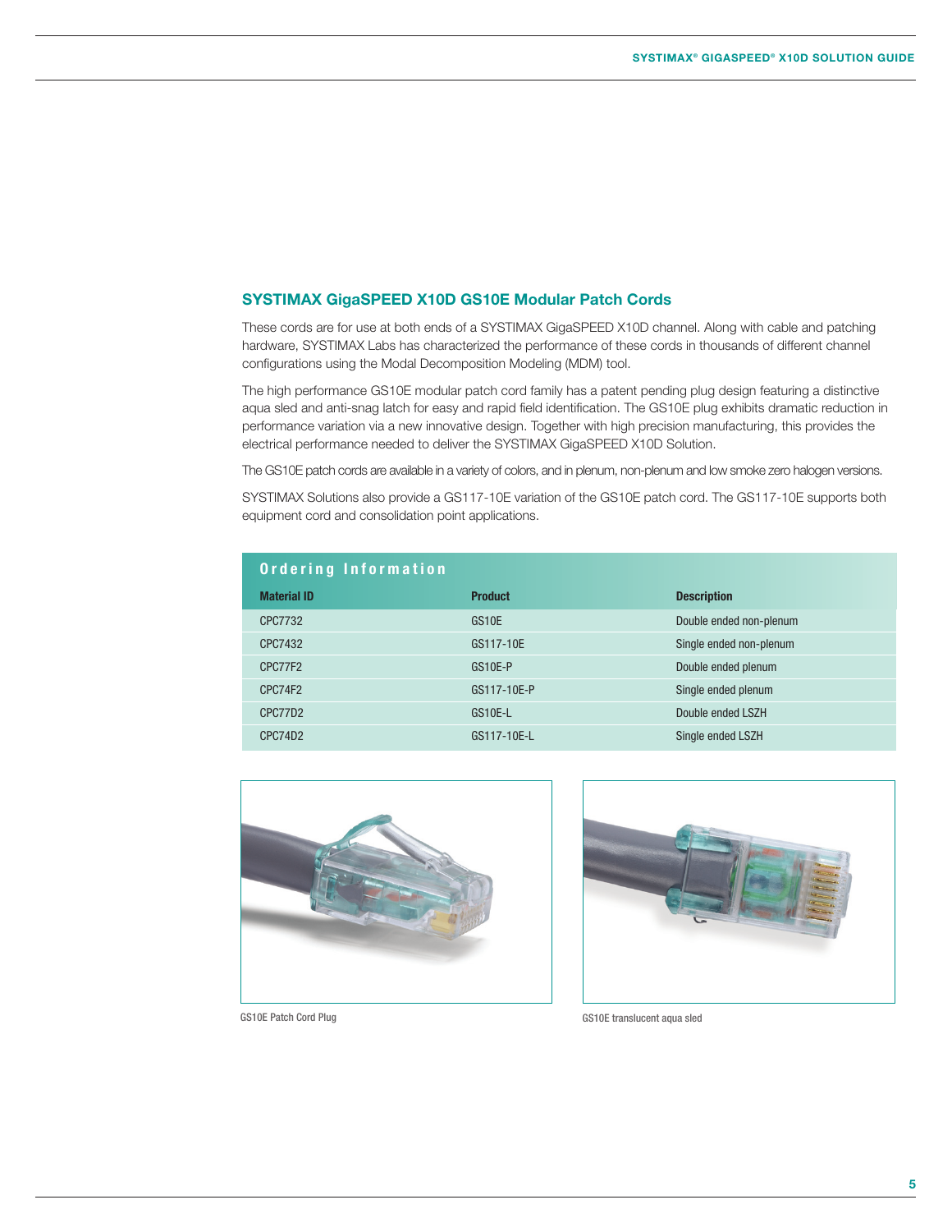## SYSTIMAX GigaSPEED X10D GS10E Modular Patch Cords

These cords are for use at both ends of a SYSTIMAX GigaSPEED X10D channel. Along with cable and patching hardware, SYSTIMAX Labs has characterized the performance of these cords in thousands of different channel configurations using the Modal Decomposition Modeling (MDM) tool.

The high performance GS10E modular patch cord family has a patent pending plug design featuring a distinctive aqua sled and anti-snag latch for easy and rapid field identification. The GS10E plug exhibits dramatic reduction in performance variation via a new innovative design. Together with high precision manufacturing, this provides the electrical performance needed to deliver the SYSTIMAX GigaSPEED X10D Solution.

The GS10E patch cords are available in a variety of colors, and in plenum, non-plenum and low smoke zero halogen versions.

SYSTIMAX Solutions also provide a GS117-10E variation of the GS10E patch cord. The GS117-10E supports both equipment cord and consolidation point applications.

**Ordering Information**

| Material ID | Product | Description |
|---|---|---|
| CPC7732 | GS10E | Double ended non-plenum |
| CPC7432 | GS117-10E | Single ended non-plenum |
| CPC77F2 | GS10E-P | Double ended plenum |
| CPC74F2 | GS117-10E-P | Single ended plenum |
| CPC77D2 | GS10E-L | Double ended LSZH |
| CPC74D2 | GS117-10E-L | Single ended LSZH |

GS10E Patch Cord Plug

GS10E translucent aqua sled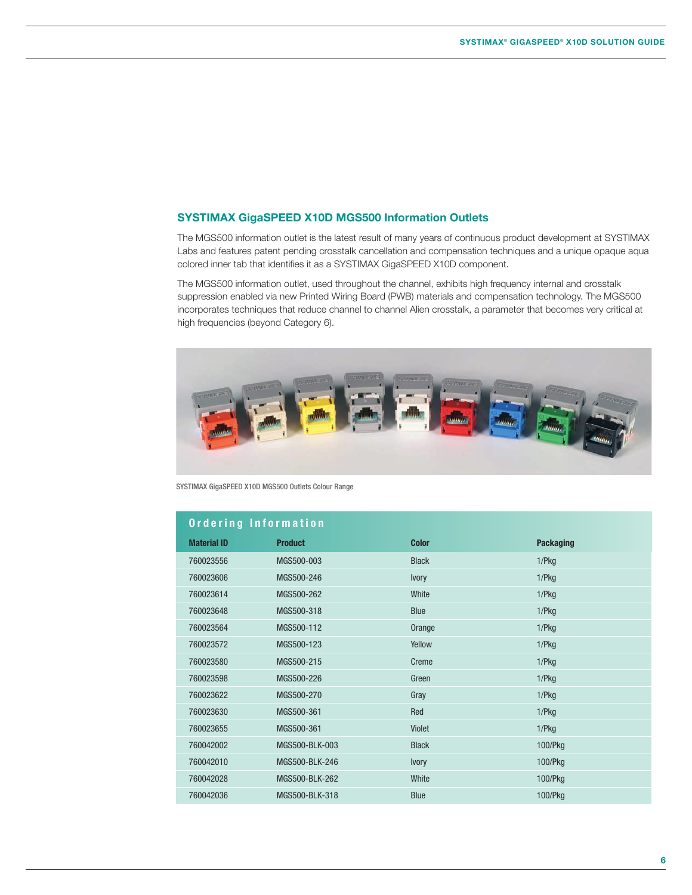## SYSTIMAX GigaSPEED X10D MGS500 Information Outlets

The MGS500 information outlet is the latest result of many years of continuous product development at SYSTIMAX Labs and features patent pending crosstalk cancellation and compensation techniques and a unique opaque aqua colored inner tab that identifies it as a SYSTIMAX GigaSPEED X10D component.

The MGS500 information outlet, used throughout the channel, exhibits high frequency internal and crosstalk suppression enabled via new Printed Wiring Board (PWB) materials and compensation technology. The MGS500 incorporates techniques that reduce channel to channel Alien crosstalk, a parameter that becomes very critical at high frequencies (beyond Category 6).

SYSTIMAX GigaSPEED X10D MGS500 Outlets Colour Range

### Ordering Information

| Material ID | Product | Color | Packaging |
|---|---|---|---|
| 760023556 | MGS500-003 | Black | 1/Pkg |
| 760023606 | MGS500-246 | Ivory | 1/Pkg |
| 760023614 | MGS500-262 | White | 1/Pkg |
| 760023648 | MGS500-318 | Blue | 1/Pkg |
| 760023564 | MGS500-112 | Orange | 1/Pkg |
| 760023572 | MGS500-123 | Yellow | 1/Pkg |
| 760023580 | MGS500-215 | Creme | 1/Pkg |
| 760023598 | MGS500-226 | Green | 1/Pkg |
| 760023622 | MGS500-270 | Gray | 1/Pkg |
| 760023630 | MGS500-361 | Red | 1/Pkg |
| 760023655 | MGS500-361 | Violet | 1/Pkg |
| 760042002 | MGS500-BLK-003 | Black | 100/Pkg |
| 760042010 | MGS500-BLK-246 | Ivory | 100/Pkg |
| 760042028 | MGS500-BLK-262 | White | 100/Pkg |
| 760042036 | MGS500-BLK-318 | Blue | 100/Pkg |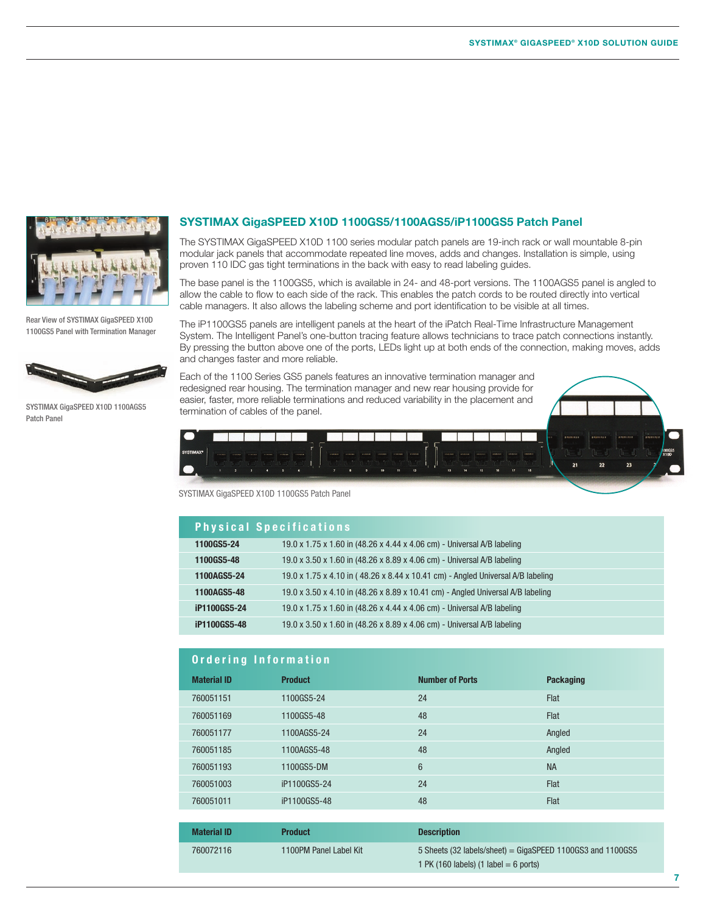Rear View of SYSTIMAX GigaSPEED X10D 1100GS5 Panel with Termination Manager

SYSTIMAX GigaSPEED X10D 1100AGS5 Patch Panel

## SYSTIMAX GigaSPEED X10D 1100GS5/1100AGS5/iP1100GS5 Patch Panel

The SYSTIMAX GigaSPEED X10D 1100 series modular patch panels are 19-inch rack or wall mountable 8-pin modular jack panels that accommodate repeated line moves, adds and changes. Installation is simple, using proven 110 IDC gas tight terminations in the back with easy to read labeling guides.

The base panel is the 1100GS5, which is available in 24- and 48-port versions. The 1100AGS5 panel is angled to allow the cable to flow to each side of the rack. This enables the patch cords to be routed directly into vertical cable managers. It also allows the labeling scheme and port identification to be visible at all times.

The iP1100GS5 panels are intelligent panels at the heart of the iPatch Real-Time Infrastructure Management System. The Intelligent Panel's one-button tracing feature allows technicians to trace patch connections instantly. By pressing the button above one of the ports, LEDs light up at both ends of the connection, making moves, adds and changes faster and more reliable.

Each of the 1100 Series GS5 panels features an innovative termination manager and redesigned rear housing. The termination manager and new rear housing provide for easier, faster, more reliable terminations and reduced variability in the placement and termination of cables of the panel.

SYSTIMAX GigaSPEED X10D 1100GS5 Patch Panel

### Physical Specifications

| | |
|---|---|
| **1100GS5-24** | 19.0 x 1.75 x 1.60 in (48.26 x 4.44 x 4.06 cm) - Universal A/B labeling |
| **1100GS5-48** | 19.0 x 3.50 x 1.60 in (48.26 x 8.89 x 4.06 cm) - Universal A/B labeling |
| **1100AGS5-24** | 19.0 x 1.75 x 4.10 in ( 48.26 x 8.44 x 10.41 cm) - Angled Universal A/B labeling |
| **1100AGS5-48** | 19.0 x 3.50 x 4.10 in (48.26 x 8.89 x 10.41 cm) - Angled Universal A/B labeling |
| **iP1100GS5-24** | 19.0 x 1.75 x 1.60 in (48.26 x 4.44 x 4.06 cm) - Universal A/B labeling |
| **iP1100GS5-48** | 19.0 x 3.50 x 1.60 in (48.26 x 8.89 x 4.06 cm) - Universal A/B labeling |

### Ordering Information

| Material ID | Product | Number of Ports | Packaging |
|---|---|---|---|
| 760051151 | 1100GS5-24 | 24 | Flat |
| 760051169 | 1100GS5-48 | 48 | Flat |
| 760051177 | 1100AGS5-24 | 24 | Angled |
| 760051185 | 1100AGS5-48 | 48 | Angled |
| 760051193 | 1100GS5-DM | 6 | NA |
| 760051003 | iP1100GS5-24 | 24 | Flat |
| 760051011 | iP1100GS5-48 | 48 | Flat |

| Material ID | Product | Description |
|---|---|---|
| 760072116 | 1100PM Panel Label Kit | 5 Sheets (32 labels/sheet) = GigaSPEED 1100GS3 and 1100GS5<br>1 PK (160 labels) (1 label = 6 ports) |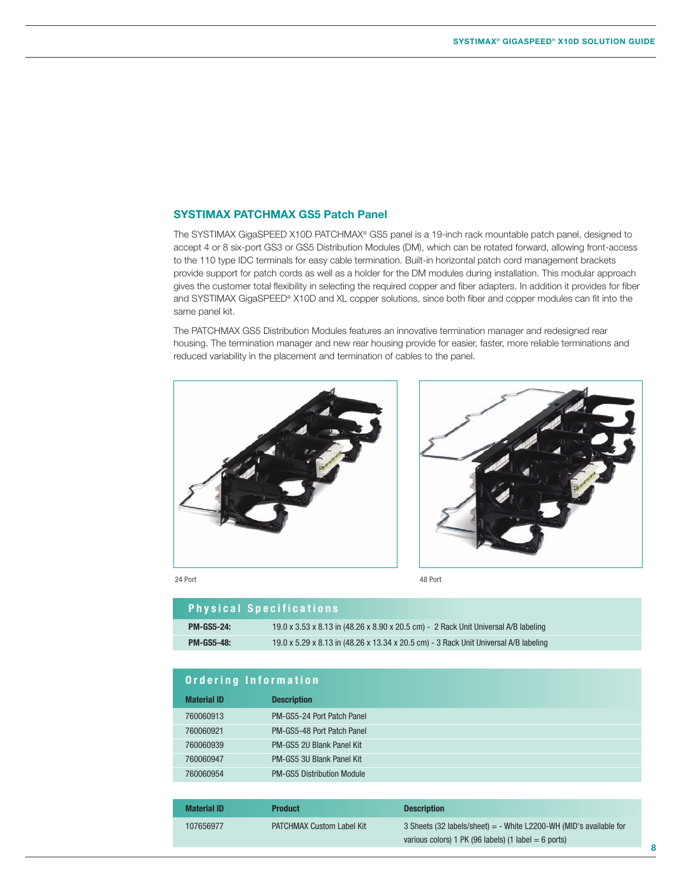## SYSTIMAX PATCHMAX GS5 Patch Panel

The SYSTIMAX GigaSPEED X10D PATCHMAX® GS5 panel is a 19-inch rack mountable patch panel, designed to accept 4 or 8 six-port GS3 or GS5 Distribution Modules (DM), which can be rotated forward, allowing front-access to the 110 type IDC terminals for easy cable termination. Built-in horizontal patch cord management brackets provide support for patch cords as well as a holder for the DM modules during installation. This modular approach gives the customer total flexibility in selecting the required copper and fiber adapters. In addition it provides for fiber and SYSTIMAX GigaSPEED® X10D and XL copper solutions, since both fiber and copper modules can fit into the same panel kit.

The PATCHMAX GS5 Distribution Modules features an innovative termination manager and redesigned rear housing. The termination manager and new rear housing provide for easier, faster, more reliable terminations and reduced variability in the placement and termination of cables to the panel.

24 Port

48 Port

### Physical Specifications

| | |
|---|---|
| **PM-GS5-24:** | 19.0 x 3.53 x 8.13 in (48.26 x 8.90 x 20.5 cm) - 2 Rack Unit Universal A/B labeling |
| **PM-GS5-48:** | 19.0 x 5.29 x 8.13 in (48.26 x 13.34 x 20.5 cm) - 3 Rack Unit Universal A/B labeling |

### Ordering Information

| Material ID | Description |
|---|---|
| 760060913 | PM-GS5-24 Port Patch Panel |
| 760060921 | PM-GS5-48 Port Patch Panel |
| 760060939 | PM-GS5 2U Blank Panel Kit |
| 760060947 | PM-GS5 3U Blank Panel Kit |
| 760060954 | PM-GS5 Distribution Module |

| Material ID | Product | Description |
|---|---|---|
| 107656977 | PATCHMAX Custom Label Kit | 3 Sheets (32 labels/sheet) = - White L2200-WH (MID's available for various colors) 1 PK (96 labels) (1 label = 6 ports) |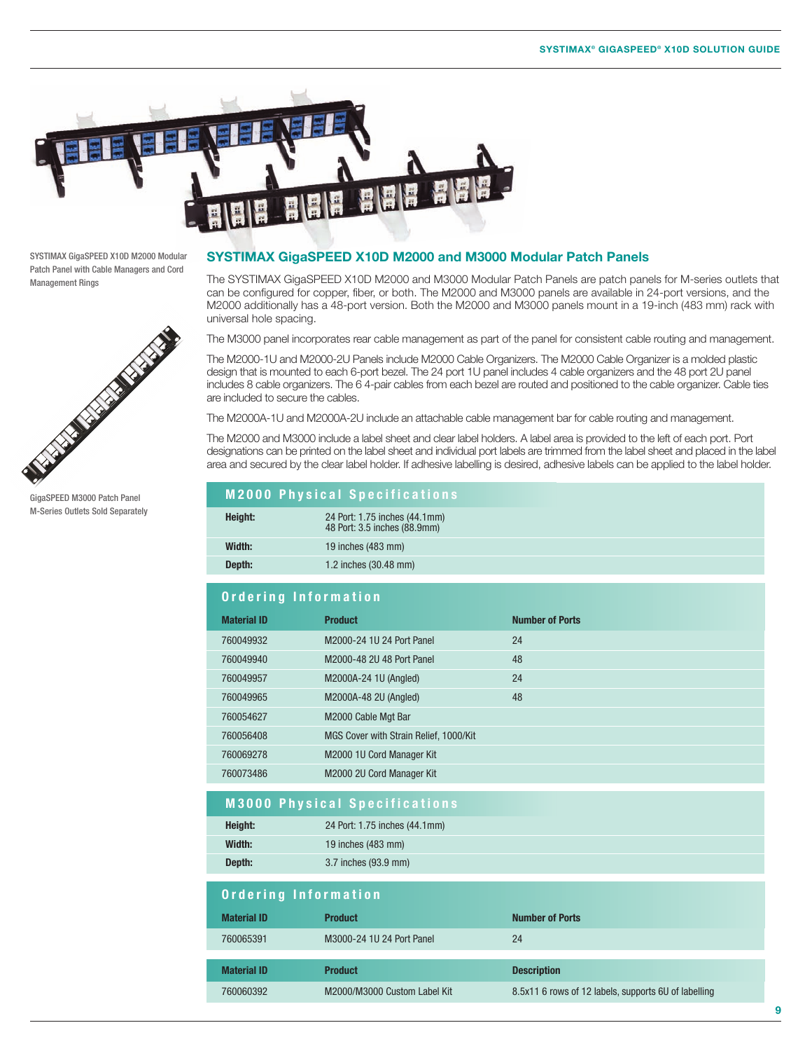SYSTIMAX GigaSPEED X10D M2000 Modular Patch Panel with Cable Managers and Cord Management Rings

GigaSPEED M3000 Patch Panel
M-Series Outlets Sold Separately

## SYSTIMAX GigaSPEED X10D M2000 and M3000 Modular Patch Panels

The SYSTIMAX GigaSPEED X10D M2000 and M3000 Modular Patch Panels are patch panels for M-series outlets that can be configured for copper, fiber, or both. The M2000 and M3000 panels are available in 24-port versions, and the M2000 additionally has a 48-port version. Both the M2000 and M3000 panels mount in a 19-inch (483 mm) rack with universal hole spacing.

The M3000 panel incorporates rear cable management as part of the panel for consistent cable routing and management.

The M2000-1U and M2000-2U Panels include M2000 Cable Organizers. The M2000 Cable Organizer is a molded plastic design that is mounted to each 6-port bezel. The 24 port 1U panel includes 4 cable organizers and the 48 port 2U panel includes 8 cable organizers. The 6 4-pair cables from each bezel are routed and positioned to the cable organizer. Cable ties are included to secure the cables.

The M2000A-1U and M2000A-2U include an attachable cable management bar for cable routing and management.

The M2000 and M3000 include a label sheet and clear label holders. A label area is provided to the left of each port. Port designations can be printed on the label sheet and individual port labels are trimmed from the label sheet and placed in the label area and secured by the clear label holder. If adhesive labelling is desired, adhesive labels can be applied to the label holder.

### M2000 Physical Specifications

| | |
|---|---|
| **Height:** | 24 Port: 1.75 inches (44.1mm)<br>48 Port: 3.5 inches (88.9mm) |
| **Width:** | 19 inches (483 mm) |
| **Depth:** | 1.2 inches (30.48 mm) |

### Ordering Information

| Material ID | Product | Number of Ports |
|---|---|---|
| 760049932 | M2000-24 1U 24 Port Panel | 24 |
| 760049940 | M2000-48 2U 48 Port Panel | 48 |
| 760049957 | M2000A-24 1U (Angled) | 24 |
| 760049965 | M2000A-48 2U (Angled) | 48 |
| 760054627 | M2000 Cable Mgt Bar | |
| 760056408 | MGS Cover with Strain Relief, 1000/Kit | |
| 760069278 | M2000 1U Cord Manager Kit | |
| 760073486 | M2000 2U Cord Manager Kit | |

### M3000 Physical Specifications

| | |
|---|---|
| **Height:** | 24 Port: 1.75 inches (44.1mm) |
| **Width:** | 19 inches (483 mm) |
| **Depth:** | 3.7 inches (93.9 mm) |

### Ordering Information

| Material ID | Product | Number of Ports |
|---|---|---|
| 760065391 | M3000-24 1U 24 Port Panel | 24 |

| Material ID | Product | Description |
|---|---|---|
| 760060392 | M2000/M3000 Custom Label Kit | 8.5x11 6 rows of 12 labels, supports 6U of labelling |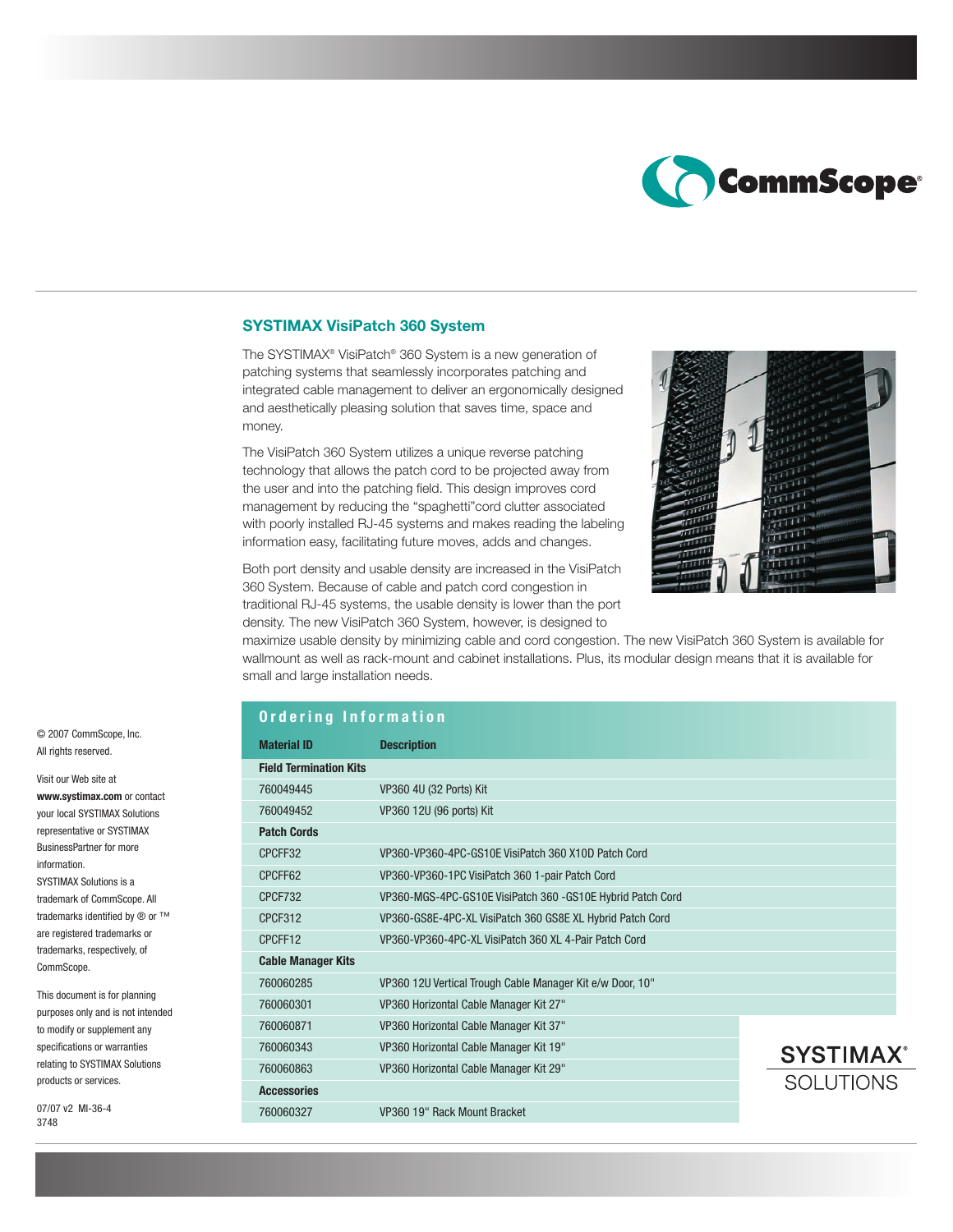## SYSTIMAX VisiPatch 360 System

The SYSTIMAX® VisiPatch® 360 System is a new generation of patching systems that seamlessly incorporates patching and integrated cable management to deliver an ergonomically designed and aesthetically pleasing solution that saves time, space and money.

The VisiPatch 360 System utilizes a unique reverse patching technology that allows the patch cord to be projected away from the user and into the patching field. This design improves cord management by reducing the "spaghetti"cord clutter associated with poorly installed RJ-45 systems and makes reading the labeling information easy, facilitating future moves, adds and changes.

Both port density and usable density are increased in the VisiPatch 360 System. Because of cable and patch cord congestion in traditional RJ-45 systems, the usable density is lower than the port density. The new VisiPatch 360 System, however, is designed to maximize usable density by minimizing cable and cord congestion. The new VisiPatch 360 System is available for wallmount as well as rack-mount and cabinet installations. Plus, its modular design means that it is available for small and large installation needs.

### Ordering Information

| Material ID | Description |
|---|---|
| **Field Termination Kits** | |
| 760049445 | VP360 4U (32 Ports) Kit |
| 760049452 | VP360 12U (96 ports) Kit |
| **Patch Cords** | |
| CPCFF32 | VP360-VP360-4PC-GS10E VisiPatch 360 X10D Patch Cord |
| CPCFF62 | VP360-VP360-1PC VisiPatch 360 1-pair Patch Cord |
| CPCF732 | VP360-MGS-4PC-GS10E VisiPatch 360 -GS10E Hybrid Patch Cord |
| CPCF312 | VP360-GS8E-4PC-XL VisiPatch 360 GS8E XL Hybrid Patch Cord |
| CPCFF12 | VP360-VP360-4PC-XL VisiPatch 360 XL 4-Pair Patch Cord |
| **Cable Manager Kits** | |
| 760060285 | VP360 12U Vertical Trough Cable Manager Kit e/w Door, 10" |
| 760060301 | VP360 Horizontal Cable Manager Kit 27" |
| 760060871 | VP360 Horizontal Cable Manager Kit 37" |
| 760060343 | VP360 Horizontal Cable Manager Kit 19" |
| 760060863 | VP360 Horizontal Cable Manager Kit 29" |
| **Accessories** | |
| 760060327 | VP360 19" Rack Mount Bracket |

© 2007 CommScope, Inc. All rights reserved.

Visit our Web site at **www.systimax.com** or contact your local SYSTIMAX Solutions representative or SYSTIMAX BusinessPartner for more information.

SYSTIMAX Solutions is a trademark of CommScope. All trademarks identified by ® or ™ are registered trademarks or trademarks, respectively, of CommScope.

This document is for planning purposes only and is not intended to modify or supplement any specifications or warranties relating to SYSTIMAX Solutions products or services.

07/07 v2 MI-36-4
3748